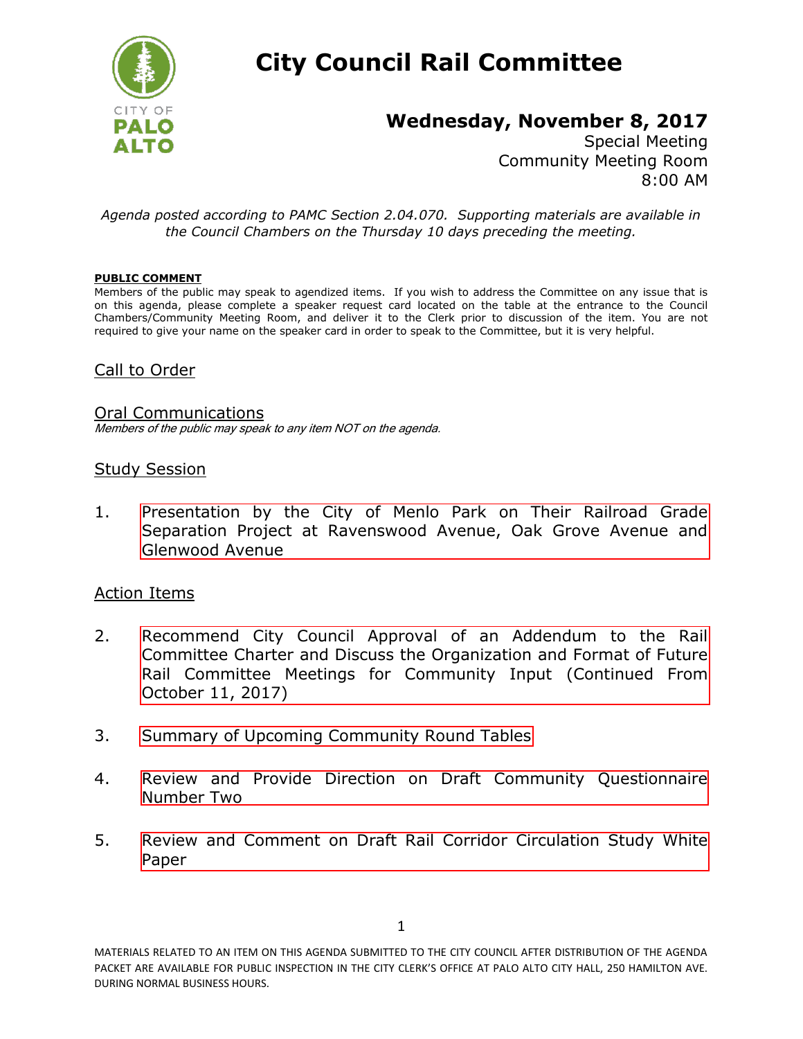CITY OF
PALO
ALTO

# City Council Rail Committee

## Wednesday, November 8, 2017

Special Meeting
Community Meeting Room
8:00 AM

*Agenda posted according to PAMC Section 2.04.070. Supporting materials are available in the Council Chambers on the Thursday 10 days preceding the meeting.*

**PUBLIC COMMENT**

Members of the public may speak to agendized items. If you wish to address the Committee on any issue that is on this agenda, please complete a speaker request card located on the table at the entrance to the Council Chambers/Community Meeting Room, and deliver it to the Clerk prior to discussion of the item. You are not required to give your name on the speaker card in order to speak to the Committee, but it is very helpful.

### Call to Order

### Oral Communications

*Members of the public may speak to any item NOT on the agenda.*

### Study Session

1. Presentation by the City of Menlo Park on Their Railroad Grade Separation Project at Ravenswood Avenue, Oak Grove Avenue and Glenwood Avenue

### Action Items

2. Recommend City Council Approval of an Addendum to the Rail Committee Charter and Discuss the Organization and Format of Future Rail Committee Meetings for Community Input (Continued From October 11, 2017)

3. Summary of Upcoming Community Round Tables

4. Review and Provide Direction on Draft Community Questionnaire Number Two

5. Review and Comment on Draft Rail Corridor Circulation Study White Paper

MATERIALS RELATED TO AN ITEM ON THIS AGENDA SUBMITTED TO THE CITY COUNCIL AFTER DISTRIBUTION OF THE AGENDA PACKET ARE AVAILABLE FOR PUBLIC INSPECTION IN THE CITY CLERK'S OFFICE AT PALO ALTO CITY HALL, 250 HAMILTON AVE. DURING NORMAL BUSINESS HOURS.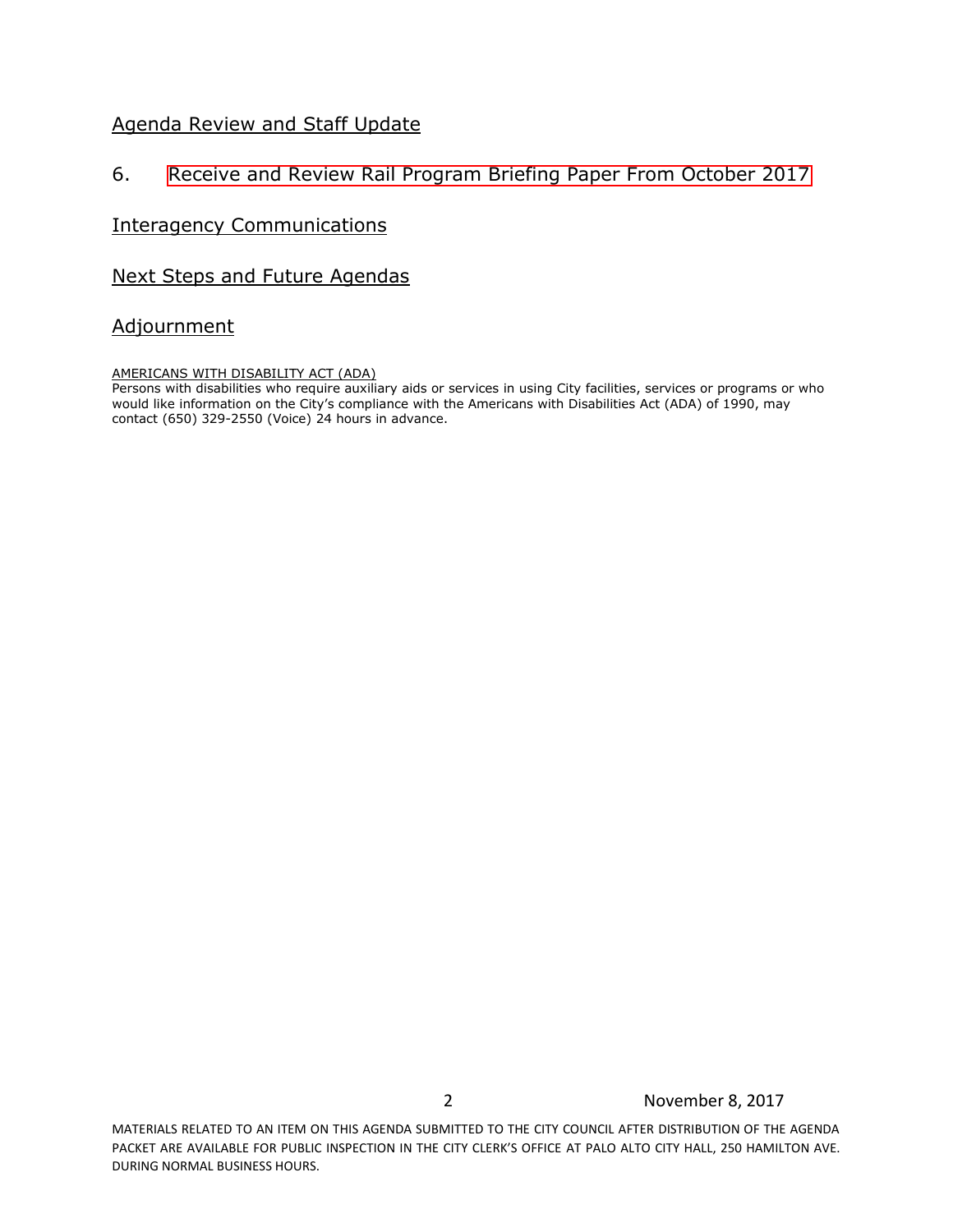## Agenda Review and Staff Update

6. Receive and Review Rail Program Briefing Paper From October 2017

## Interagency Communications

## Next Steps and Future Agendas

## Adjournment

AMERICANS WITH DISABILITY ACT (ADA)

Persons with disabilities who require auxiliary aids or services in using City facilities, services or programs or who would like information on the City's compliance with the Americans with Disabilities Act (ADA) of 1990, may contact (650) 329-2550 (Voice) 24 hours in advance.

MATERIALS RELATED TO AN ITEM ON THIS AGENDA SUBMITTED TO THE CITY COUNCIL AFTER DISTRIBUTION OF THE AGENDA PACKET ARE AVAILABLE FOR PUBLIC INSPECTION IN THE CITY CLERK'S OFFICE AT PALO ALTO CITY HALL, 250 HAMILTON AVE. DURING NORMAL BUSINESS HOURS.